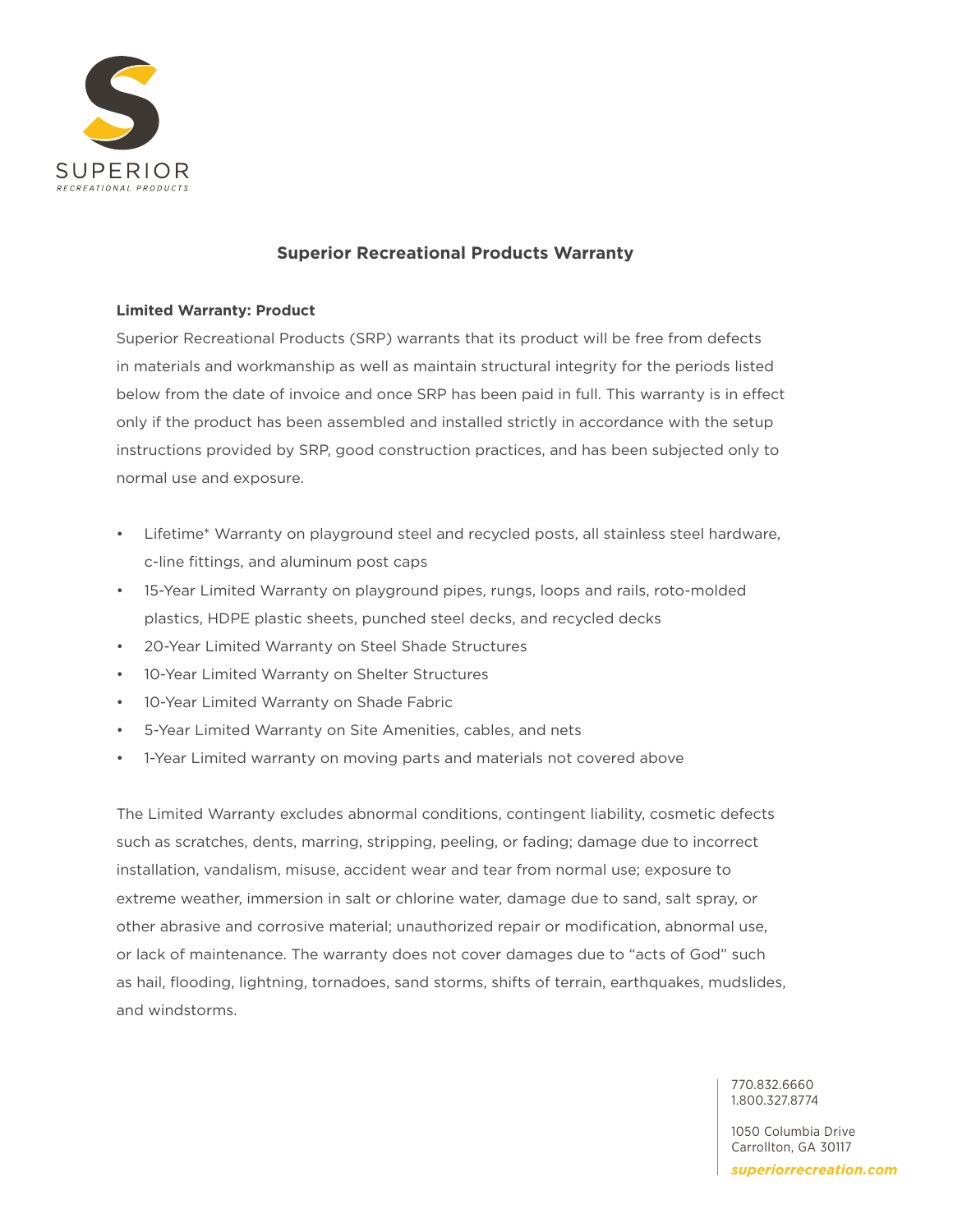SUPERIOR
RECREATIONAL PRODUCTS

# Superior Recreational Products Warranty

**Limited Warranty: Product**

Superior Recreational Products (SRP) warrants that its product will be free from defects in materials and workmanship as well as maintain structural integrity for the periods listed below from the date of invoice and once SRP has been paid in full. This warranty is in effect only if the product has been assembled and installed strictly in accordance with the setup instructions provided by SRP, good construction practices, and has been subjected only to normal use and exposure.

- Lifetime* Warranty on playground steel and recycled posts, all stainless steel hardware, c-line fittings, and aluminum post caps
- 15-Year Limited Warranty on playground pipes, rungs, loops and rails, roto-molded plastics, HDPE plastic sheets, punched steel decks, and recycled decks
- 20-Year Limited Warranty on Steel Shade Structures
- 10-Year Limited Warranty on Shelter Structures
- 10-Year Limited Warranty on Shade Fabric
- 5-Year Limited Warranty on Site Amenities, cables, and nets
- 1-Year Limited warranty on moving parts and materials not covered above

The Limited Warranty excludes abnormal conditions, contingent liability, cosmetic defects such as scratches, dents, marring, stripping, peeling, or fading; damage due to incorrect installation, vandalism, misuse, accident wear and tear from normal use; exposure to extreme weather, immersion in salt or chlorine water, damage due to sand, salt spray, or other abrasive and corrosive material; unauthorized repair or modification, abnormal use, or lack of maintenance. The warranty does not cover damages due to "acts of God" such as hail, flooding, lightning, tornadoes, sand storms, shifts of terrain, earthquakes, mudslides, and windstorms.

770.832.6660
1.800.327.8774

1050 Columbia Drive
Carrollton, GA 30117

*superiorrecreation.com*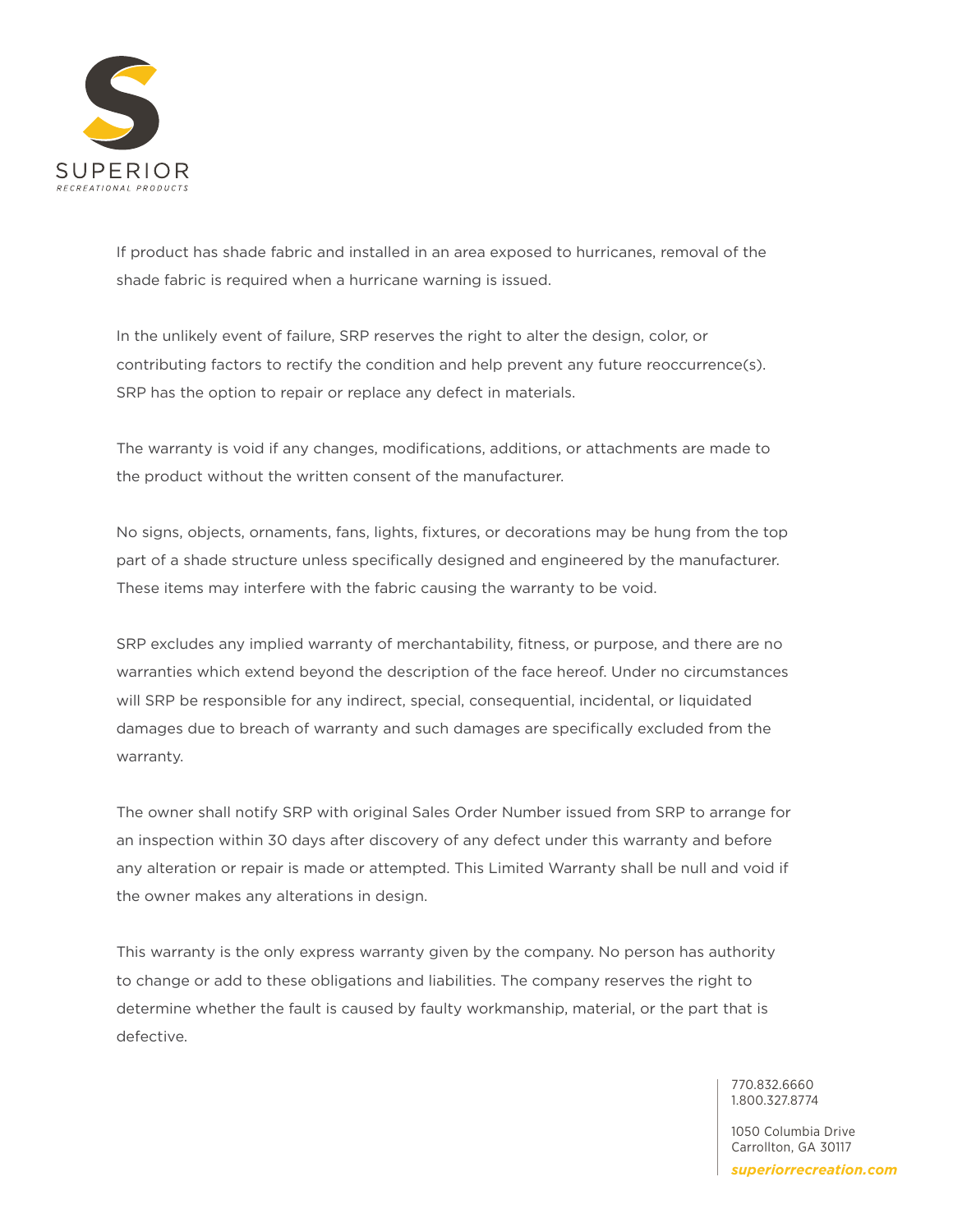If product has shade fabric and installed in an area exposed to hurricanes, removal of the shade fabric is required when a hurricane warning is issued.

In the unlikely event of failure, SRP reserves the right to alter the design, color, or contributing factors to rectify the condition and help prevent any future reoccurrence(s). SRP has the option to repair or replace any defect in materials.

The warranty is void if any changes, modifications, additions, or attachments are made to the product without the written consent of the manufacturer.

No signs, objects, ornaments, fans, lights, fixtures, or decorations may be hung from the top part of a shade structure unless specifically designed and engineered by the manufacturer. These items may interfere with the fabric causing the warranty to be void.

SRP excludes any implied warranty of merchantability, fitness, or purpose, and there are no warranties which extend beyond the description of the face hereof. Under no circumstances will SRP be responsible for any indirect, special, consequential, incidental, or liquidated damages due to breach of warranty and such damages are specifically excluded from the warranty.

The owner shall notify SRP with original Sales Order Number issued from SRP to arrange for an inspection within 30 days after discovery of any defect under this warranty and before any alteration or repair is made or attempted. This Limited Warranty shall be null and void if the owner makes any alterations in design.

This warranty is the only express warranty given by the company. No person has authority to change or add to these obligations and liabilities. The company reserves the right to determine whether the fault is caused by faulty workmanship, material, or the part that is defective.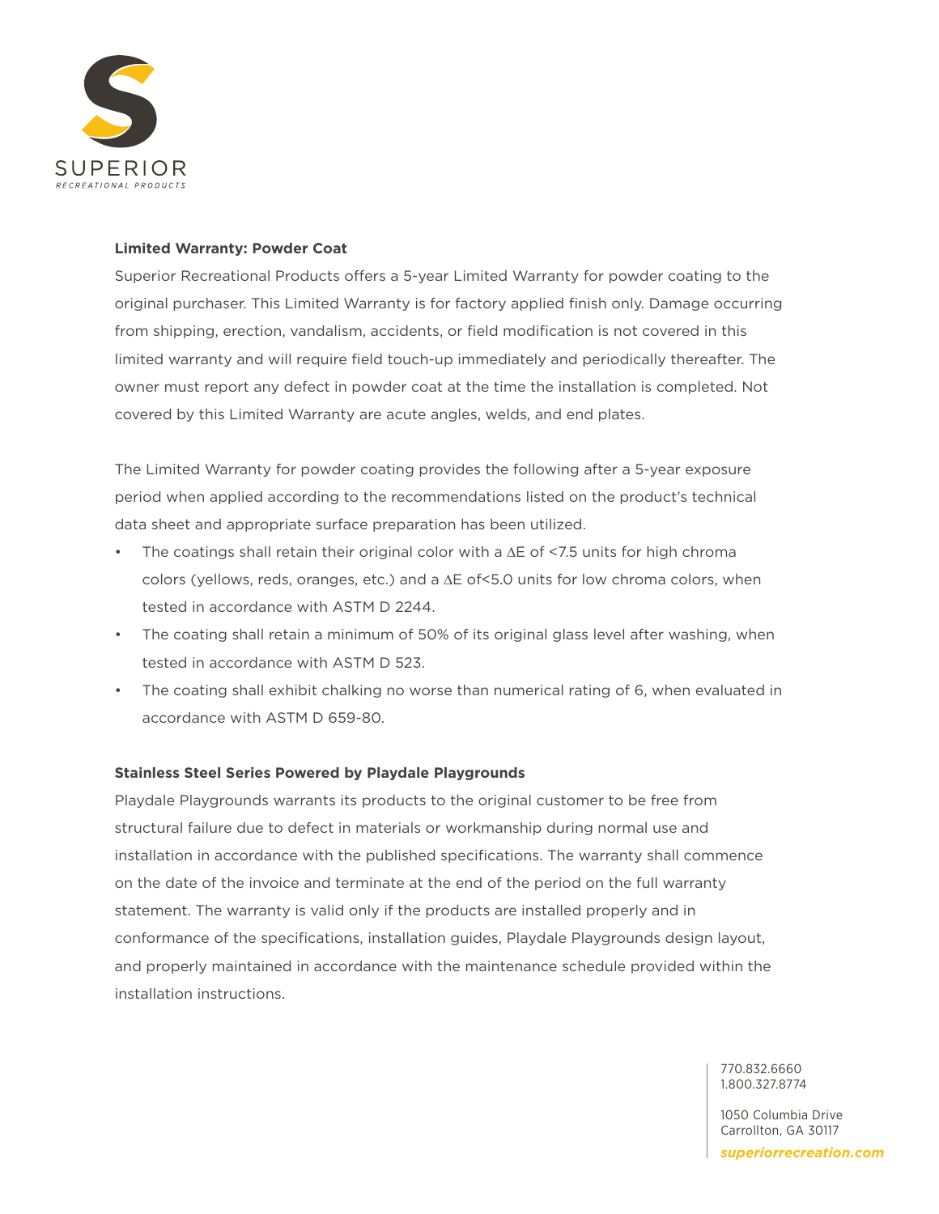**Limited Warranty: Powder Coat**

Superior Recreational Products offers a 5-year Limited Warranty for powder coating to the original purchaser. This Limited Warranty is for factory applied finish only. Damage occurring from shipping, erection, vandalism, accidents, or field modification is not covered in this limited warranty and will require field touch-up immediately and periodically thereafter. The owner must report any defect in powder coat at the time the installation is completed. Not covered by this Limited Warranty are acute angles, welds, and end plates.

The Limited Warranty for powder coating provides the following after a 5-year exposure period when applied according to the recommendations listed on the product's technical data sheet and appropriate surface preparation has been utilized.

- The coatings shall retain their original color with a $\Delta E$ of <7.5 units for high chroma colors (yellows, reds, oranges, etc.) and a $\Delta E$ of<5.0 units for low chroma colors, when tested in accordance with ASTM D 2244.
- The coating shall retain a minimum of 50% of its original glass level after washing, when tested in accordance with ASTM D 523.
- The coating shall exhibit chalking no worse than numerical rating of 6, when evaluated in accordance with ASTM D 659-80.

**Stainless Steel Series Powered by Playdale Playgrounds**

Playdale Playgrounds warrants its products to the original customer to be free from structural failure due to defect in materials or workmanship during normal use and installation in accordance with the published specifications. The warranty shall commence on the date of the invoice and terminate at the end of the period on the full warranty statement. The warranty is valid only if the products are installed properly and in conformance of the specifications, installation guides, Playdale Playgrounds design layout, and properly maintained in accordance with the maintenance schedule provided within the installation instructions.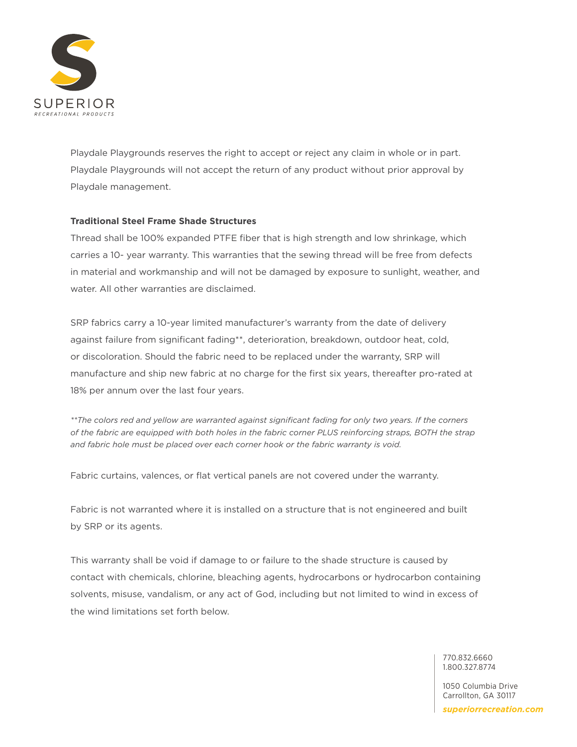Playdale Playgrounds reserves the right to accept or reject any claim in whole or in part. Playdale Playgrounds will not accept the return of any product without prior approval by Playdale management.

**Traditional Steel Frame Shade Structures**

Thread shall be 100% expanded PTFE fiber that is high strength and low shrinkage, which carries a 10- year warranty. This warranties that the sewing thread will be free from defects in material and workmanship and will not be damaged by exposure to sunlight, weather, and water. All other warranties are disclaimed.

SRP fabrics carry a 10-year limited manufacturer's warranty from the date of delivery against failure from significant fading**, deterioration, breakdown, outdoor heat, cold, or discoloration. Should the fabric need to be replaced under the warranty, SRP will manufacture and ship new fabric at no charge for the first six years, thereafter pro-rated at 18% per annum over the last four years.

*\*\*The colors red and yellow are warranted against significant fading for only two years. If the corners of the fabric are equipped with both holes in the fabric corner PLUS reinforcing straps, BOTH the strap and fabric hole must be placed over each corner hook or the fabric warranty is void.*

Fabric curtains, valences, or flat vertical panels are not covered under the warranty.

Fabric is not warranted where it is installed on a structure that is not engineered and built by SRP or its agents.

This warranty shall be void if damage to or failure to the shade structure is caused by contact with chemicals, chlorine, bleaching agents, hydrocarbons or hydrocarbon containing solvents, misuse, vandalism, or any act of God, including but not limited to wind in excess of the wind limitations set forth below.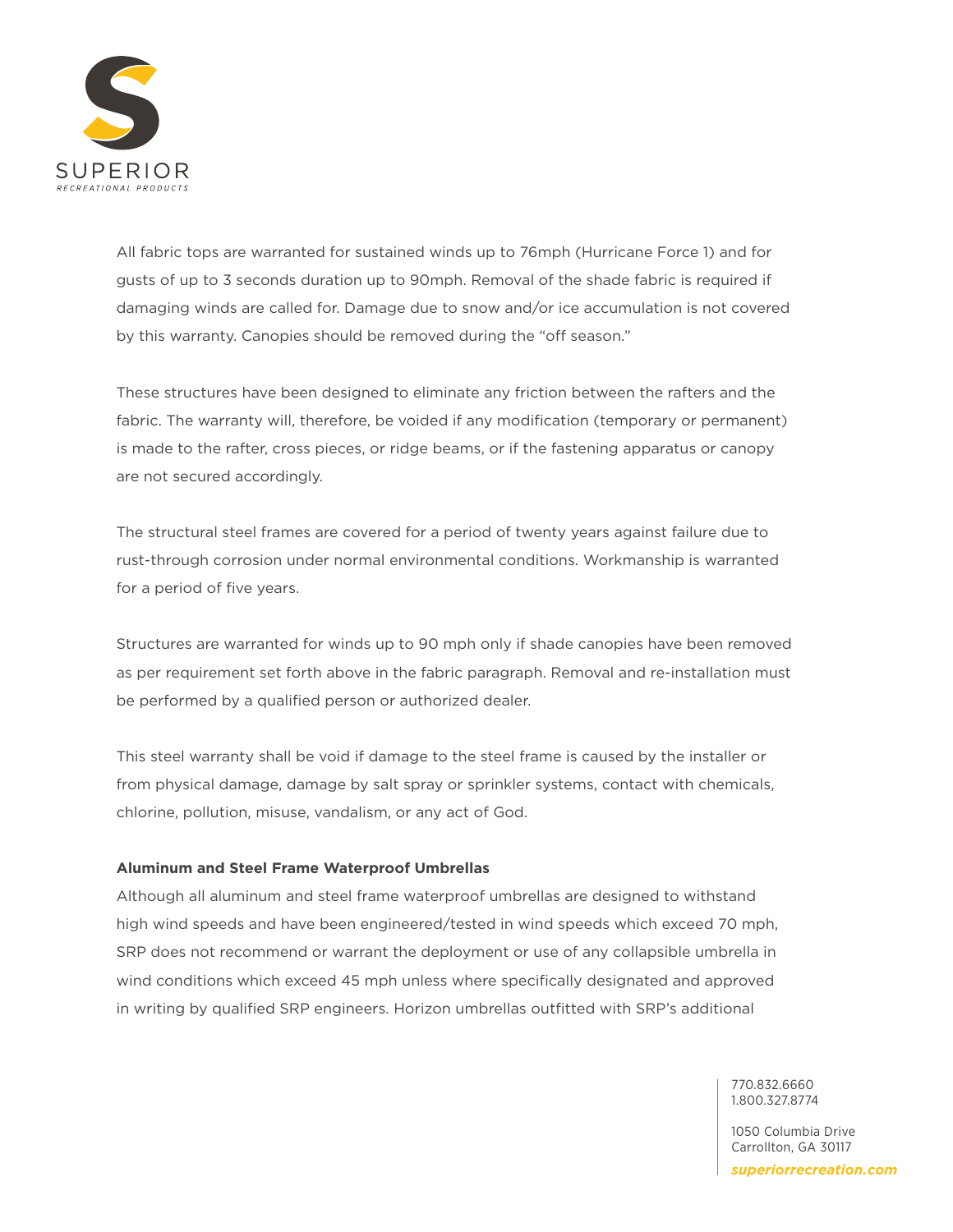All fabric tops are warranted for sustained winds up to 76mph (Hurricane Force 1) and for gusts of up to 3 seconds duration up to 90mph. Removal of the shade fabric is required if damaging winds are called for. Damage due to snow and/or ice accumulation is not covered by this warranty. Canopies should be removed during the "off season."

These structures have been designed to eliminate any friction between the rafters and the fabric. The warranty will, therefore, be voided if any modification (temporary or permanent) is made to the rafter, cross pieces, or ridge beams, or if the fastening apparatus or canopy are not secured accordingly.

The structural steel frames are covered for a period of twenty years against failure due to rust-through corrosion under normal environmental conditions. Workmanship is warranted for a period of five years.

Structures are warranted for winds up to 90 mph only if shade canopies have been removed as per requirement set forth above in the fabric paragraph. Removal and re-installation must be performed by a qualified person or authorized dealer.

This steel warranty shall be void if damage to the steel frame is caused by the installer or from physical damage, damage by salt spray or sprinkler systems, contact with chemicals, chlorine, pollution, misuse, vandalism, or any act of God.

**Aluminum and Steel Frame Waterproof Umbrellas**

Although all aluminum and steel frame waterproof umbrellas are designed to withstand high wind speeds and have been engineered/tested in wind speeds which exceed 70 mph, SRP does not recommend or warrant the deployment or use of any collapsible umbrella in wind conditions which exceed 45 mph unless where specifically designated and approved in writing by qualified SRP engineers. Horizon umbrellas outfitted with SRP's additional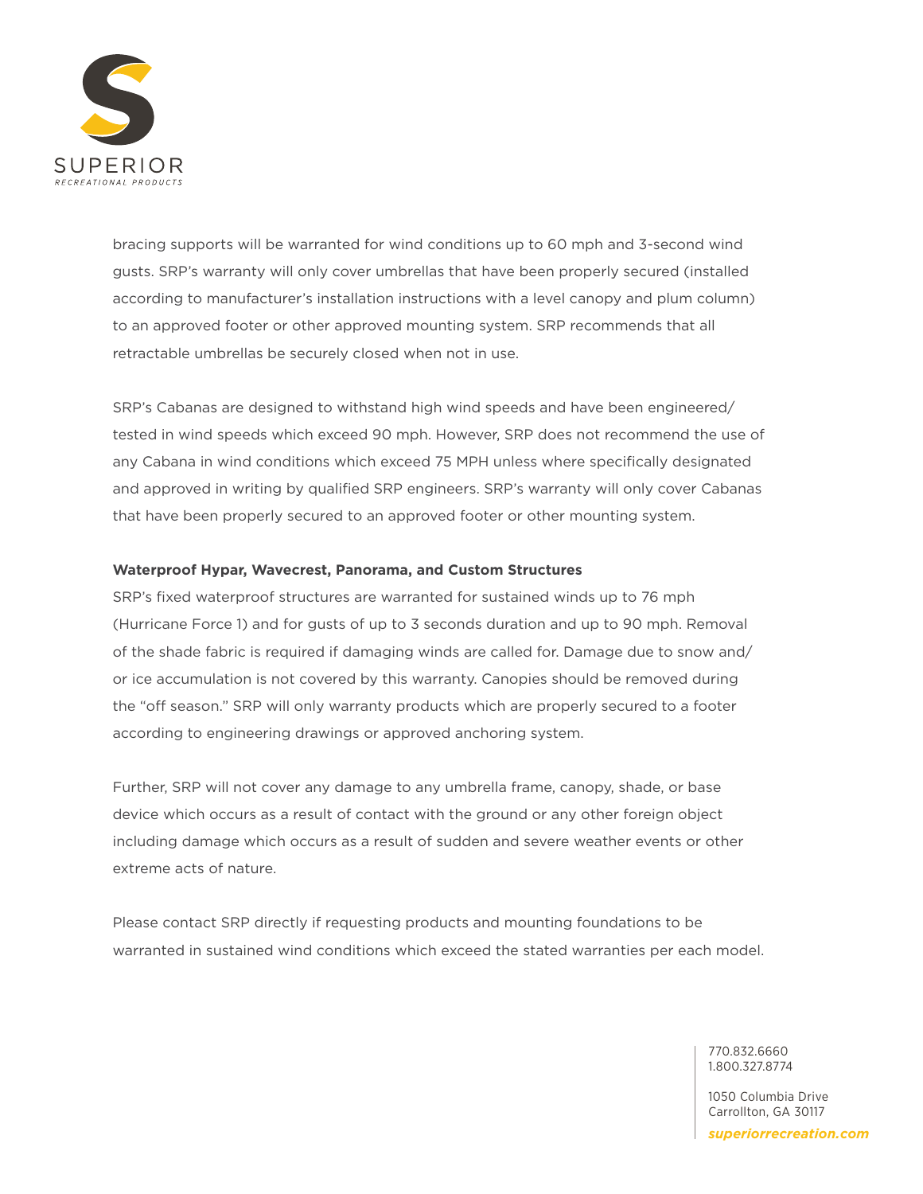bracing supports will be warranted for wind conditions up to 60 mph and 3-second wind gusts. SRP's warranty will only cover umbrellas that have been properly secured (installed according to manufacturer's installation instructions with a level canopy and plum column) to an approved footer or other approved mounting system. SRP recommends that all retractable umbrellas be securely closed when not in use.

SRP's Cabanas are designed to withstand high wind speeds and have been engineered/tested in wind speeds which exceed 90 mph. However, SRP does not recommend the use of any Cabana in wind conditions which exceed 75 MPH unless where specifically designated and approved in writing by qualified SRP engineers. SRP's warranty will only cover Cabanas that have been properly secured to an approved footer or other mounting system.

**Waterproof Hypar, Wavecrest, Panorama, and Custom Structures**

SRP's fixed waterproof structures are warranted for sustained winds up to 76 mph (Hurricane Force 1) and for gusts of up to 3 seconds duration and up to 90 mph. Removal of the shade fabric is required if damaging winds are called for. Damage due to snow and/or ice accumulation is not covered by this warranty. Canopies should be removed during the "off season." SRP will only warranty products which are properly secured to a footer according to engineering drawings or approved anchoring system.

Further, SRP will not cover any damage to any umbrella frame, canopy, shade, or base device which occurs as a result of contact with the ground or any other foreign object including damage which occurs as a result of sudden and severe weather events or other extreme acts of nature.

Please contact SRP directly if requesting products and mounting foundations to be warranted in sustained wind conditions which exceed the stated warranties per each model.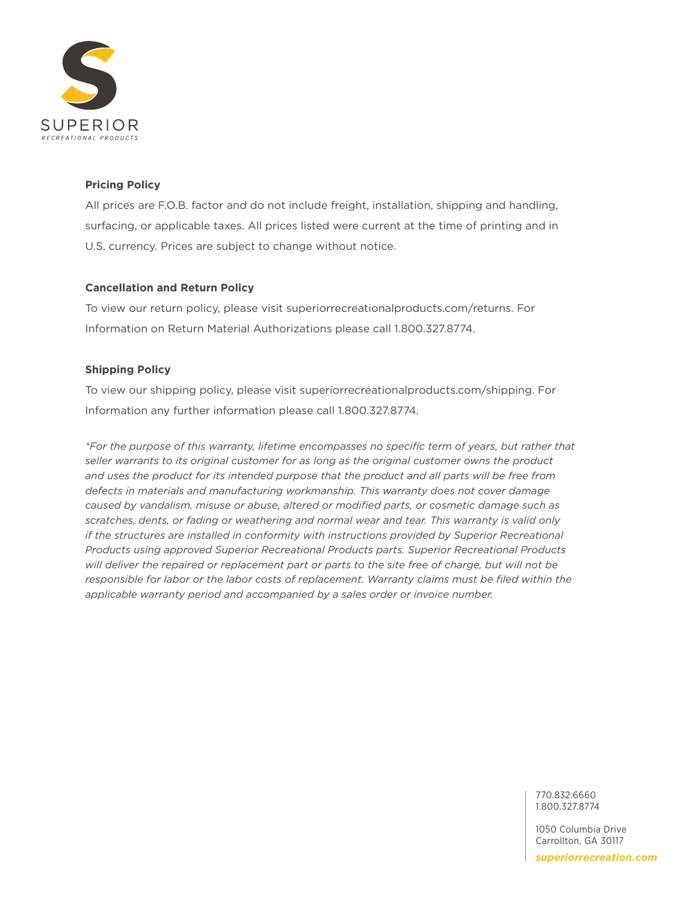SUPERIOR

RECREATIONAL PRODUCTS

**Pricing Policy**

All prices are F.O.B. factor and do not include freight, installation, shipping and handling, surfacing, or applicable taxes. All prices listed were current at the time of printing and in U.S. currency. Prices are subject to change without notice.

**Cancellation and Return Policy**

To view our return policy, please visit superiorrecreationalproducts.com/returns. For Information on Return Material Authorizations please call 1.800.327.8774.

**Shipping Policy**

To view our shipping policy, please visit superiorrecreationalproducts.com/shipping. For Information any further information please call 1.800.327.8774.

*\*For the purpose of this warranty, lifetime encompasses no specific term of years, but rather that seller warrants to its original customer for as long as the original customer owns the product and uses the product for its intended purpose that the product and all parts will be free from defects in materials and manufacturing workmanship. This warranty does not cover damage caused by vandalism, misuse or abuse, altered or modified parts, or cosmetic damage such as scratches, dents, or fading or weathering and normal wear and tear. This warranty is valid only if the structures are installed in conformity with instructions provided by Superior Recreational Products using approved Superior Recreational Products parts. Superior Recreational Products will deliver the repaired or replacement part or parts to the site free of charge, but will not be responsible for labor or the labor costs of replacement. Warranty claims must be filed within the applicable warranty period and accompanied by a sales order or invoice number.*

770.832.6660
1.800.327.8774

1050 Columbia Drive
Carrollton, GA 30117

**superiorrecreation.com**